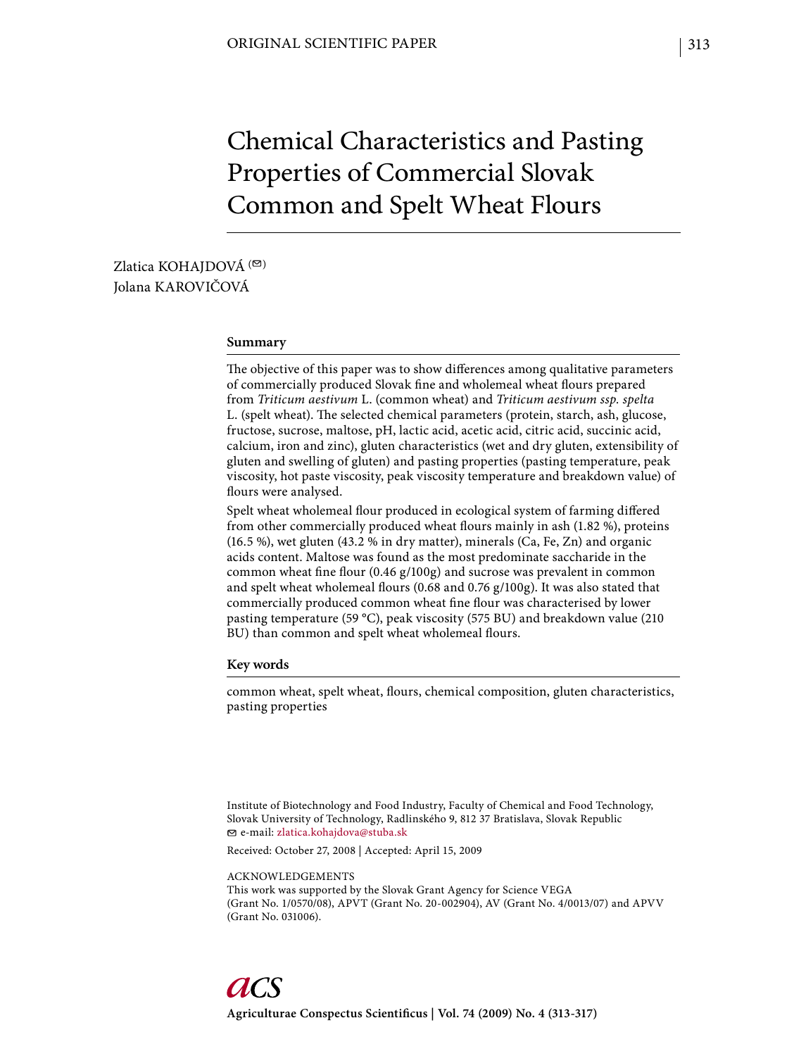ORIGINAL SCIENTIFIC PAPER

# Chemical Characteristics and Pasting Properties of Commercial Slovak Common and Spelt Wheat Flours

Zlatica KOHAJDOVÁ (✉)
Jolana KAROVIČOVÁ

## Summary

The objective of this paper was to show differences among qualitative parameters of commercially produced Slovak fine and wholemeal wheat flours prepared from *Triticum aestivum* L. (common wheat) and *Triticum aestivum ssp. spelta* L. (spelt wheat). The selected chemical parameters (protein, starch, ash, glucose, fructose, sucrose, maltose, pH, lactic acid, acetic acid, citric acid, succinic acid, calcium, iron and zinc), gluten characteristics (wet and dry gluten, extensibility of gluten and swelling of gluten) and pasting properties (pasting temperature, peak viscosity, hot paste viscosity, peak viscosity temperature and breakdown value) of flours were analysed.

Spelt wheat wholemeal flour produced in ecological system of farming differed from other commercially produced wheat flours mainly in ash (1.82 %), proteins (16.5 %), wet gluten (43.2 % in dry matter), minerals (Ca, Fe, Zn) and organic acids content. Maltose was found as the most predominate saccharide in the common wheat fine flour (0.46 g/100g) and sucrose was prevalent in common and spelt wheat wholemeal flours (0.68 and 0.76 g/100g). It was also stated that commercially produced common wheat fine flour was characterised by lower pasting temperature (59 °C), peak viscosity (575 BU) and breakdown value (210 BU) than common and spelt wheat wholemeal flours.

## Key words

common wheat, spelt wheat, flours, chemical composition, gluten characteristics, pasting properties

Institute of Biotechnology and Food Industry, Faculty of Chemical and Food Technology, Slovak University of Technology, Radlinského 9, 812 37 Bratislava, Slovak Republic
✉ e-mail: zlatica.kohajdova@stuba.sk

Received: October 27, 2008 | Accepted: April 15, 2009

ACKNOWLEDGEMENTS
This work was supported by the Slovak Grant Agency for Science VEGA (Grant No. 1/0570/08), APVT (Grant No. 20-002904), AV (Grant No. 4/0013/07) and APVV (Grant No. 031006).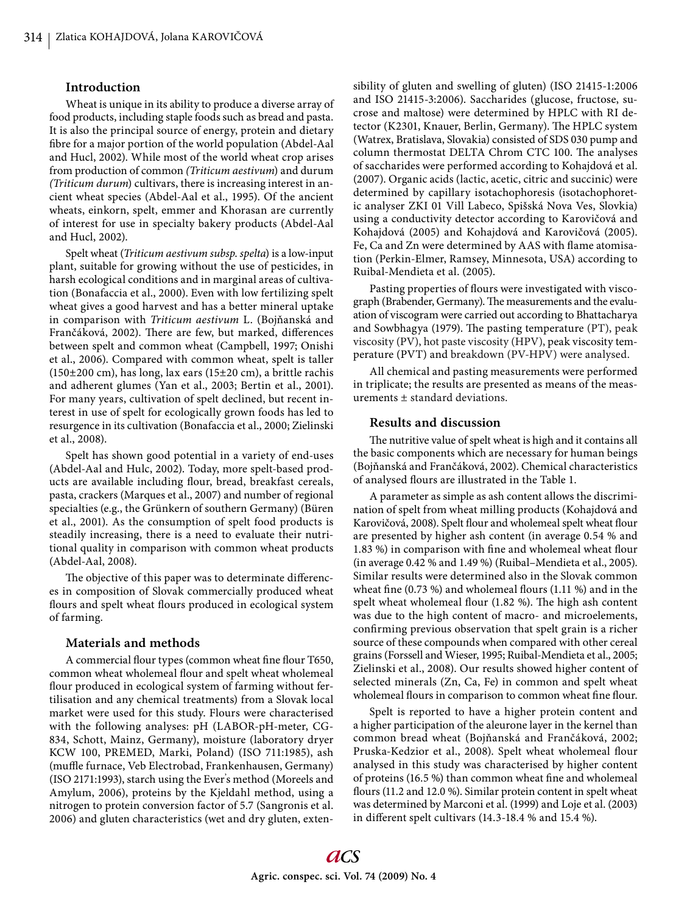## Introduction

Wheat is unique in its ability to produce a diverse array of food products, including staple foods such as bread and pasta. It is also the principal source of energy, protein and dietary fibre for a major portion of the world population (Abdel-Aal and Hucl, 2002). While most of the world wheat crop arises from production of common *(Triticum aestivum*) and durum *(Triticum durum*) cultivars, there is increasing interest in ancient wheat species (Abdel-Aal et al., 1995). Of the ancient wheats, einkorn, spelt, emmer and Khorasan are currently of interest for use in specialty bakery products (Abdel-Aal and Hucl, 2002).

Spelt wheat (*Triticum aestivum subsp. spelta*) is a low-input plant, suitable for growing without the use of pesticides, in harsh ecological conditions and in marginal areas of cultivation (Bonafaccia et al., 2000). Even with low fertilizing spelt wheat gives a good harvest and has a better mineral uptake in comparison with *Triticum aestivum* L. (Bojňanská and Frančáková, 2002). There are few, but marked, differences between spelt and common wheat (Campbell, 1997; Onishi et al., 2006). Compared with common wheat, spelt is taller (150±200 cm), has long, lax ears (15±20 cm), a brittle rachis and adherent glumes (Yan et al., 2003; Bertin et al., 2001). For many years, cultivation of spelt declined, but recent interest in use of spelt for ecologically grown foods has led to resurgence in its cultivation (Bonafaccia et al., 2000; Zielinski et al., 2008).

Spelt has shown good potential in a variety of end-uses (Abdel-Aal and Hulc, 2002). Today, more spelt-based products are available including flour, bread, breakfast cereals, pasta, crackers (Marques et al., 2007) and number of regional specialties (e.g., the Grünkern of southern Germany) (Büren et al., 2001). As the consumption of spelt food products is steadily increasing, there is a need to evaluate their nutritional quality in comparison with common wheat products (Abdel-Aal, 2008).

The objective of this paper was to determinate differences in composition of Slovak commercially produced wheat flours and spelt wheat flours produced in ecological system of farming.

## Materials and methods

A commercial flour types (common wheat fine flour T650, common wheat wholemeal flour and spelt wheat wholemeal flour produced in ecological system of farming without fertilisation and any chemical treatments) from a Slovak local market were used for this study. Flours were characterised with the following analyses: pH (LABOR-pH-meter, CG-834, Schott, Mainz, Germany), moisture (laboratory dryer KCW 100, PREMED, Marki, Poland) (ISO 711:1985), ash (muffle furnace, Veb Electrobad, Frankenhausen, Germany) (ISO 2171:1993), starch using the Ever's method (Moreels and Amylum, 2006), proteins by the Kjeldahl method, using a nitrogen to protein conversion factor of 5.7 (Sangronis et al. 2006) and gluten characteristics (wet and dry gluten, extensibility of gluten and swelling of gluten) (ISO 21415-1:2006 and ISO 21415-3:2006). Saccharides (glucose, fructose, sucrose and maltose) were determined by HPLC with RI detector (K2301, Knauer, Berlin, Germany). The HPLC system (Watrex, Bratislava, Slovakia) consisted of SDS 030 pump and column thermostat DELTA Chrom CTC 100. The analyses of saccharides were performed according to Kohajdová et al. (2007). Organic acids (lactic, acetic, citric and succinic) were determined by capillary isotachophoresis (isotachophoretic analyser ZKI 01 Vill Labeco, Spišská Nova Ves, Slovkia) using a conductivity detector according to Karovičová and Kohajdová (2005) and Kohajdová and Karovičová (2005). Fe, Ca and Zn were determined by AAS with flame atomisation (Perkin-Elmer, Ramsey, Minnesota, USA) according to Ruibal-Mendieta et al. (2005).

Pasting properties of flours were investigated with viscograph (Brabender, Germany). The measurements and the evaluation of viscogram were carried out according to Bhattacharya and Sowbhagya (1979). The pasting temperature (PT), peak viscosity (PV), hot paste viscosity (HPV), peak viscosity temperature (PVT) and breakdown (PV-HPV) were analysed.

All chemical and pasting measurements were performed in triplicate; the results are presented as means of the measurements ± standard deviations.

## Results and discussion

The nutritive value of spelt wheat is high and it contains all the basic components which are necessary for human beings (Bojňanská and Frančáková, 2002). Chemical characteristics of analysed flours are illustrated in the Table 1.

A parameter as simple as ash content allows the discrimination of spelt from wheat milling products (Kohajdová and Karovičová, 2008). Spelt flour and wholemeal spelt wheat flour are presented by higher ash content (in average 0.54 % and 1.83 %) in comparison with fine and wholemeal wheat flour (in average 0.42 % and 1.49 %) (Ruibal–Mendieta et al., 2005). Similar results were determined also in the Slovak common wheat fine (0.73 %) and wholemeal flours (1.11 %) and in the spelt wheat wholemeal flour (1.82 %). The high ash content was due to the high content of macro- and microelements, confirming previous observation that spelt grain is a richer source of these compounds when compared with other cereal grains (Forssell and Wieser, 1995; Ruibal-Mendieta et al., 2005; Zielinski et al., 2008). Our results showed higher content of selected minerals (Zn, Ca, Fe) in common and spelt wheat wholemeal flours in comparison to common wheat fine flour.

Spelt is reported to have a higher protein content and a higher participation of the aleurone layer in the kernel than common bread wheat (Bojňanská and Frančáková, 2002; Pruska-Kedzior et al., 2008). Spelt wheat wholemeal flour analysed in this study was characterised by higher content of proteins (16.5 %) than common wheat fine and wholemeal flours (11.2 and 12.0 %). Similar protein content in spelt wheat was determined by Marconi et al. (1999) and Loje et al. (2003) in different spelt cultivars (14.3-18.4 % and 15.4 %).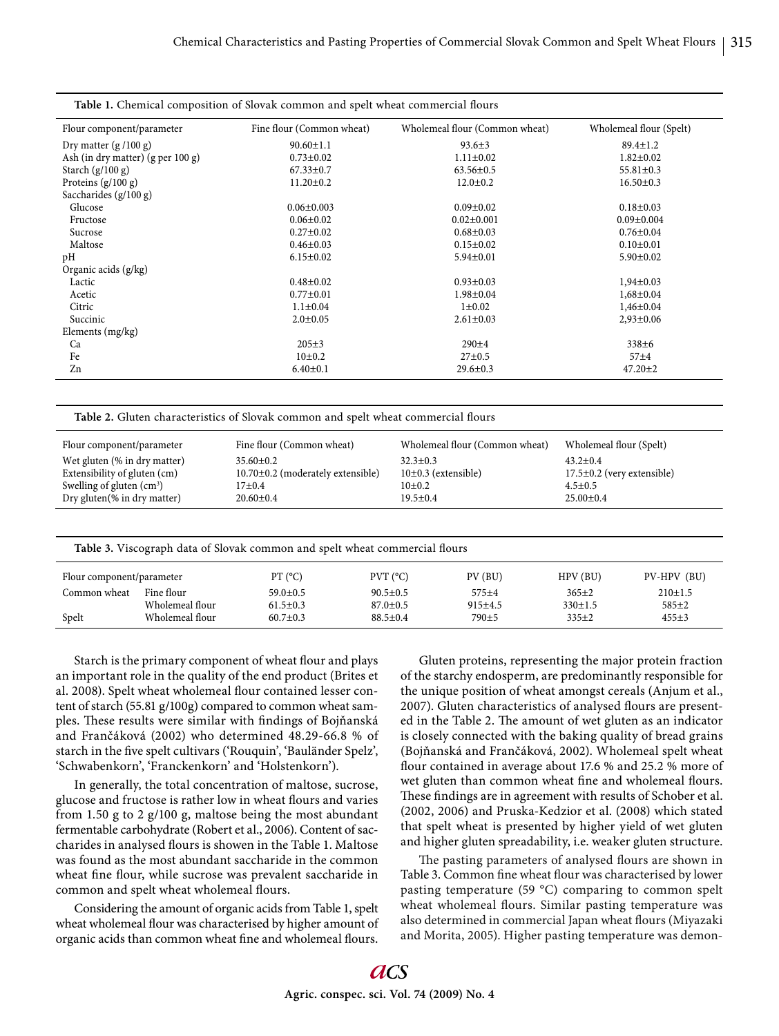**Table 1.** Chemical composition of Slovak common and spelt wheat commercial flours

| Flour component/parameter | Fine flour (Common wheat) | Wholemeal flour (Common wheat) | Wholemeal flour (Spelt) |
|---|---|---|---|
| Dry matter (g /100 g) | 90.60±1.1 | 93.6±3 | 89.4±1.2 |
| Ash (in dry matter) (g per 100 g) | 0.73±0.02 | 1.11±0.02 | 1.82±0.02 |
| Starch (g/100 g) | 67.33±0.7 | 63.56±0.5 | 55.81±0.3 |
| Proteins (g/100 g) | 11.20±0.2 | 12.0±0.2 | 16.50±0.3 |
| Saccharides (g/100 g) | | | |
| Glucose | 0.06±0.003 | 0.09±0.02 | 0.18±0.03 |
| Fructose | 0.06±0.02 | 0.02±0.001 | 0.09±0.004 |
| Sucrose | 0.27±0.02 | 0.68±0.03 | 0.76±0.04 |
| Maltose | 0.46±0.03 | 0.15±0.02 | 0.10±0.01 |
| pH | 6.15±0.02 | 5.94±0.01 | 5.90±0.02 |
| Organic acids (g/kg) | | | |
| Lactic | 0.48±0.02 | 0.93±0.03 | 1,94±0.03 |
| Acetic | 0.77±0.01 | 1.98±0.04 | 1,68±0.04 |
| Citric | 1.1±0.04 | 1±0.02 | 1,46±0.04 |
| Succinic | 2.0±0.05 | 2.61±0.03 | 2,93±0.06 |
| Elements (mg/kg) | | | |
| Ca | 205±3 | 290±4 | 338±6 |
| Fe | 10±0.2 | 27±0.5 | 57±4 |
| Zn | 6.40±0.1 | 29.6±0.3 | 47.20±2 |

**Table 2.** Gluten characteristics of Slovak common and spelt wheat commercial flours

| Flour component/parameter | Fine flour (Common wheat) | Wholemeal flour (Common wheat) | Wholemeal flour (Spelt) |
|---|---|---|---|
| Wet gluten (% in dry matter) | 35.60±0.2 | 32.3±0.3 | 43.2±0.4 |
| Extensibility of gluten (cm) | 10.70±0.2 (moderately extensible) | 10±0.3 (extensible) | 17.5±0.2 (very extensible) |
| Swelling of gluten (cm$^3$) | 17±0.4 | 10±0.2 | 4.5±0.5 |
| Dry gluten(% in dry matter) | 20.60±0.4 | 19.5±0.4 | 25.00±0.4 |

**Table 3.** Viscograph data of Slovak common and spelt wheat commercial flours

| Flour component/parameter | | PT (°C) | PVT (°C) | PV (BU) | HPV (BU) | PV-HPV (BU) |
|---|---|---|---|---|---|---|
| Common wheat | Fine flour | 59.0±0.5 | 90.5±0.5 | 575±4 | 365±2 | 210±1.5 |
| | Wholemeal flour | 61.5±0.3 | 87.0±0.5 | 915±4.5 | 330±1.5 | 585±2 |
| Spelt | Wholemeal flour | 60.7±0.3 | 88.5±0.4 | 790±5 | 335±2 | 455±3 |

Starch is the primary component of wheat flour and plays an important role in the quality of the end product (Brites et al. 2008). Spelt wheat wholemeal flour contained lesser content of starch (55.81 g/100g) compared to common wheat samples. These results were similar with findings of Bojňanská and Frančáková (2002) who determined 48.29-66.8 % of starch in the five spelt cultivars ('Rouquin', 'Bauländer Spelz', 'Schwabenkorn', 'Franckenkorn' and 'Holstenkorn').

In generally, the total concentration of maltose, sucrose, glucose and fructose is rather low in wheat flours and varies from 1.50 g to 2 g/100 g, maltose being the most abundant fermentable carbohydrate (Robert et al., 2006). Content of saccharides in analysed flours is showen in the Table 1. Maltose was found as the most abundant saccharide in the common wheat fine flour, while sucrose was prevalent saccharide in common and spelt wheat wholemeal flours.

Considering the amount of organic acids from Table 1, spelt wheat wholemeal flour was characterised by higher amount of organic acids than common wheat fine and wholemeal flours.

Gluten proteins, representing the major protein fraction of the starchy endosperm, are predominantly responsible for the unique position of wheat amongst cereals (Anjum et al., 2007). Gluten characteristics of analysed flours are presented in the Table 2. The amount of wet gluten as an indicator is closely connected with the baking quality of bread grains (Bojňanská and Frančáková, 2002). Wholemeal spelt wheat flour contained in average about 17.6 % and 25.2 % more of wet gluten than common wheat fine and wholemeal flours. These findings are in agreement with results of Schober et al. (2002, 2006) and Pruska-Kedzior et al. (2008) which stated that spelt wheat is presented by higher yield of wet gluten and higher gluten spreadability, i.e. weaker gluten structure.

The pasting parameters of analysed flours are shown in Table 3. Common fine wheat flour was characterised by lower pasting temperature (59 °C) comparing to common spelt wheat wholemeal flours. Similar pasting temperature was also determined in commercial Japan wheat flours (Miyazaki and Morita, 2005). Higher pasting temperature was demon-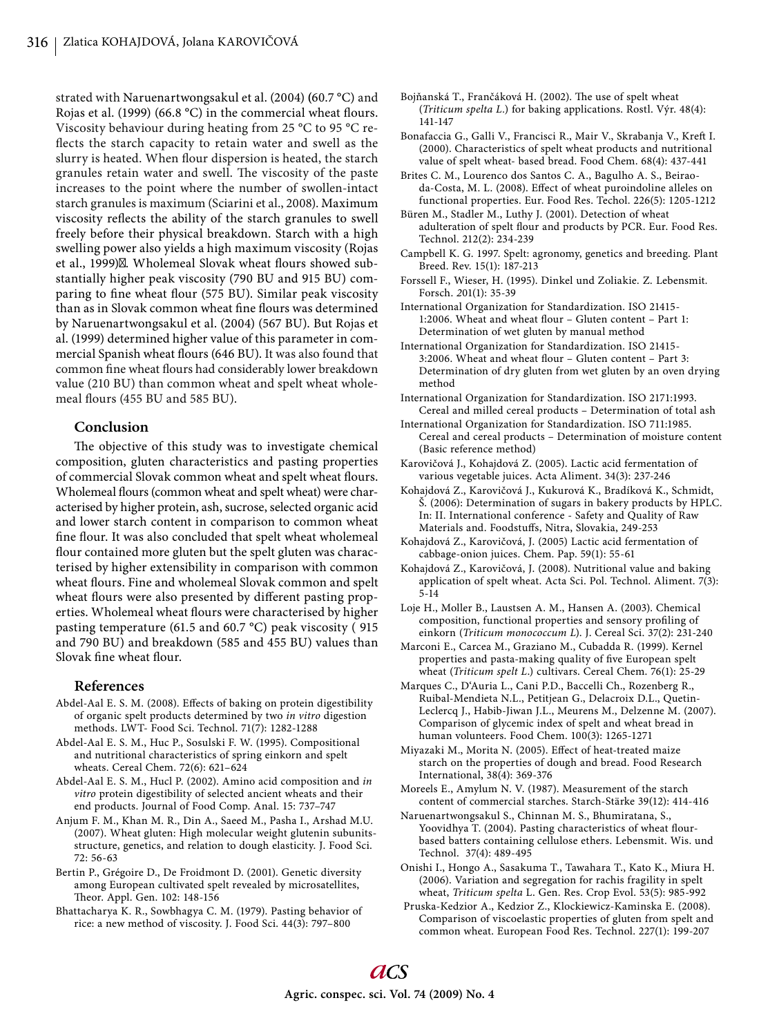strated with Naruenartwongsakul et al. (2004) (60.7 °C) and Rojas et al. (1999) (66.8 °C) in the commercial wheat flours. Viscosity behaviour during heating from 25 °C to 95 °C reflects the starch capacity to retain water and swell as the slurry is heated. When flour dispersion is heated, the starch granules retain water and swell. The viscosity of the paste increases to the point where the number of swollen-intact starch granules is maximum (Sciarini et al., 2008). Maximum viscosity reflects the ability of the starch granules to swell freely before their physical breakdown. Starch with a high swelling power also yields a high maximum viscosity (Rojas et al., 1999). Wholemeal Slovak wheat flours showed substantially higher peak viscosity (790 BU and 915 BU) comparing to fine wheat flour (575 BU). Similar peak viscosity than as in Slovak common wheat fine flours was determined by Naruenartwongsakul et al. (2004) (567 BU). But Rojas et al. (1999) determined higher value of this parameter in commercial Spanish wheat flours (646 BU). It was also found that common fine wheat flours had considerably lower breakdown value (210 BU) than common wheat and spelt wheat wholemeal flours (455 BU and 585 BU).

## Conclusion

The objective of this study was to investigate chemical composition, gluten characteristics and pasting properties of commercial Slovak common wheat and spelt wheat flours. Wholemeal flours (common wheat and spelt wheat) were characterised by higher protein, ash, sucrose, selected organic acid and lower starch content in comparison to common wheat fine flour. It was also concluded that spelt wheat wholemeal flour contained more gluten but the spelt gluten was characterised by higher extensibility in comparison with common wheat flours. Fine and wholemeal Slovak common and spelt wheat flours were also presented by different pasting properties. Wholemeal wheat flours were characterised by higher pasting temperature (61.5 and 60.7 °C) peak viscosity ( 915 and 790 BU) and breakdown (585 and 455 BU) values than Slovak fine wheat flour.

## References

Abdel-Aal E. S. M. (2008). Effects of baking on protein digestibility of organic spelt products determined by two *in vitro* digestion methods. LWT- Food Sci. Technol. 71(7): 1282-1288

Abdel-Aal E. S. M., Huc P., Sosulski F. W. (1995). Compositional and nutritional characteristics of spring einkorn and spelt wheats. Cereal Chem. 72(6): 621–624

Abdel-Aal E. S. M., Hucl P. (2002). Amino acid composition and *in vitro* protein digestibility of selected ancient wheats and their end products. Journal of Food Comp. Anal. 15: 737–747

Anjum F. M., Khan M. R., Din A., Saeed M., Pasha I., Arshad M.U. (2007). Wheat gluten: High molecular weight glutenin subunits-structure, genetics, and relation to dough elasticity. J. Food Sci. 72: 56-63

Bertin P., Grégoire D., De Froidmont D. (2001). Genetic diversity among European cultivated spelt revealed by microsatellites, Theor. Appl. Gen. 102: 148-156

Bhattacharya K. R., Sowbhagya C. M. (1979). Pasting behavior of rice: a new method of viscosity. J. Food Sci. 44(3): 797–800

Bojňanská T., Frančáková H. (2002). The use of spelt wheat (*Triticum spelta L.*) for baking applications. Rostl. Výr. 48(4): 141-147

Bonafaccia G., Galli V., Francisci R., Mair V., Skrabanja V., Kreft I. (2000). Characteristics of spelt wheat products and nutritional value of spelt wheat- based bread. Food Chem. 68(4): 437-441

Brites C. M., Lourenco dos Santos C. A., Bagulho A. S., Beirao-da-Costa, M. L. (2008). Effect of wheat puroindoline alleles on functional properties. Eur. Food Res. Techol. 226(5): 1205-1212

Büren M., Stadler M., Luthy J. (2001). Detection of wheat adulteration of spelt flour and products by PCR. Eur. Food Res. Technol. 212(2): 234-239

Campbell K. G. 1997. Spelt: agronomy, genetics and breeding. Plant Breed. Rev. 15(1): 187-213

Forssell F., Wieser, H. (1995). Dinkel und Zoliakie. Z. Lebensmit. Forsch. 201(1): 35-39

International Organization for Standardization. ISO 21415-1:2006. Wheat and wheat flour – Gluten content – Part 1: Determination of wet gluten by manual method

International Organization for Standardization. ISO 21415-3:2006. Wheat and wheat flour – Gluten content – Part 3: Determination of dry gluten from wet gluten by an oven drying method

International Organization for Standardization. ISO 2171:1993. Cereal and milled cereal products – Determination of total ash

International Organization for Standardization. ISO 711:1985. Cereal and cereal products – Determination of moisture content (Basic reference method)

Karovičová J., Kohajdová Z. (2005). Lactic acid fermentation of various vegetable juices. Acta Aliment. 34(3): 237-246

Kohajdová Z., Karovičová J., Kukurová K., Bradíková K., Schmidt, Š. (2006): Determination of sugars in bakery products by HPLC. In: II. International conference - Safety and Quality of Raw Materials and. Foodstuffs, Nitra, Slovakia, 249-253

Kohajdová Z., Karovičová, J. (2005) Lactic acid fermentation of cabbage-onion juices. Chem. Pap. 59(1): 55-61

Kohajdová Z., Karovičová, J. (2008). Nutritional value and baking application of spelt wheat. Acta Sci. Pol. Technol. Aliment. 7(3): 5-14

Loje H., Moller B., Laustsen A. M., Hansen A. (2003). Chemical composition, functional properties and sensory profiling of einkorn (*Triticum monococcum L*). J. Cereal Sci. 37(2): 231-240

Marconi E., Carcea M., Graziano M., Cubadda R. (1999). Kernel properties and pasta-making quality of five European spelt wheat (*Triticum spelt L.*) cultivars. Cereal Chem. 76(1): 25-29

Marques C., D'Auria L., Cani P.D., Baccelli Ch., Rozenberg R., Ruibal-Mendieta N.L., Petitjean G., Delacroix D.L., Quetin-Leclercq J., Habib-Jiwan J.L., Meurens M., Delzenne M. (2007). Comparison of glycemic index of spelt and wheat bread in human volunteers. Food Chem. 100(3): 1265-1271

Miyazaki M., Morita N. (2005). Effect of heat-treated maize starch on the properties of dough and bread. Food Research International, 38(4): 369-376

Moreels E., Amylum N. V. (1987). Measurement of the starch content of commercial starches. Starch-Stärke 39(12): 414-416

Naruenartwongsakul S., Chinnan M. S., Bhumiratana, S., Yoovidhya T. (2004). Pasting characteristics of wheat flour-based batters containing cellulose ethers. Lebensmit. Wis. und Technol. 37(4): 489-495

Onishi I., Hongo A., Sasakuma T., Tawahara T., Kato K., Miura H. (2006). Variation and segregation for rachis fragility in spelt wheat, *Triticum spelta* L. Gen. Res. Crop Evol. 53(5): 985-992

Pruska-Kedzior A., Kedzior Z., Klockiewicz-Kaminska E. (2008). Comparison of viscoelastic properties of gluten from spelt and common wheat. European Food Res. Technol. 227(1): 199-207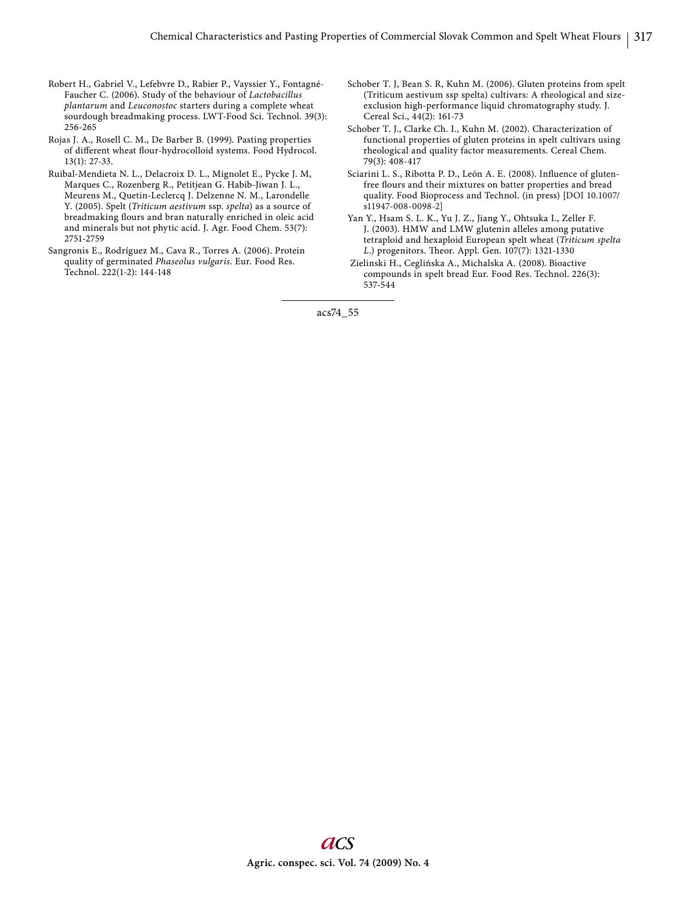Robert H., Gabriel V., Lefebvre D., Rabier P., Vayssier Y., Fontagné-Faucher C. (2006). Study of the behaviour of *Lactobacillus plantarum* and *Leuconostoc* starters during a complete wheat sourdough breadmaking process. LWT-Food Sci. Technol. 39(3): 256-265

Rojas J. A., Rosell C. M., De Barber B. (1999). Pasting properties of different wheat flour-hydrocolloid systems. Food Hydrocol. 13(1): 27-33.

Ruibal-Mendieta N. L., Delacroix D. L., Mignolet E., Pycke J. M, Marques C., Rozenberg R., Petitjean G. Habib-Jiwan J. L., Meurens M., Quetin-Leclercq J. Delzenne N. M., Larondelle Y. (2005). Spelt (*Triticum aestivum* ssp. *spelta*) as a source of breadmaking flours and bran naturally enriched in oleic acid and minerals but not phytic acid. J. Agr. Food Chem. 53(7): 2751-2759

Sangronis E., Rodríguez M., Cava R., Torres A. (2006). Protein quality of germinated *Phaseolus vulgaris*. Eur. Food Res. Technol. 222(1-2): 144-148

Schober T. J, Bean S. R, Kuhn M. (2006). Gluten proteins from spelt (Triticum aestivum ssp spelta) cultivars: A rheological and size-exclusion high-performance liquid chromatography study. J. Cereal Sci., 44(2): 161-73

Schober T. J., Clarke Ch. I., Kuhn M. (2002). Characterization of functional properties of gluten proteins in spelt cultivars using rheological and quality factor measurements. Cereal Chem. 79(3): 408-417

Sciarini L. S., Ribotta P. D., León A. E. (2008). Influence of gluten-free flours and their mixtures on batter properties and bread quality. Food Bioprocess and Technol. (in press) [DOI 10.1007/s11947-008-0098-2]

Yan Y., Hsam S. L. K., Yu J. Z., Jiang Y., Ohtsuka I., Zeller F. J. (2003). HMW and LMW glutenin alleles among putative tetraploid and hexaploid European spelt wheat (*Triticum spelta L*.) progenitors. Theor. Appl. Gen. 107(7): 1321-1330

Zielinski H., Ceglińska A., Michalska A. (2008). Bioactive compounds in spelt bread Eur. Food Res. Technol. 226(3): 537-544

acs74_55